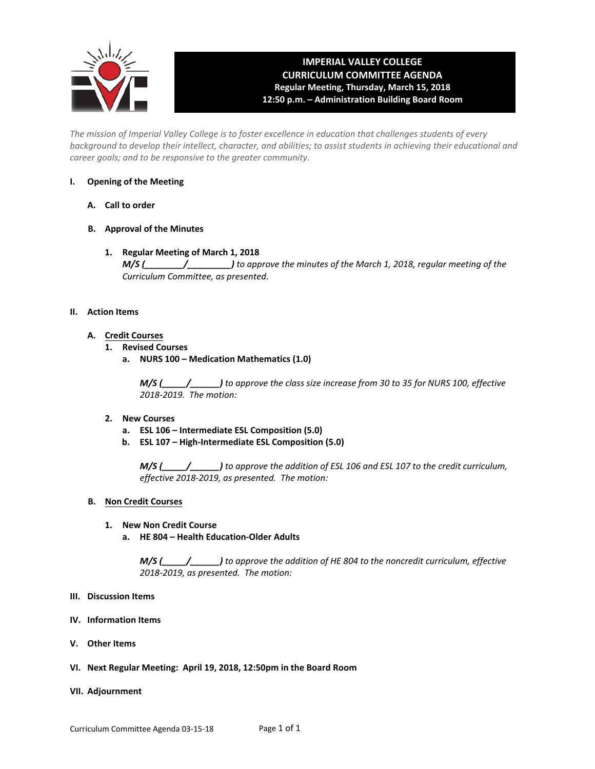# IMPERIAL VALLEY COLLEGE
## CURRICULUM COMMITTEE AGENDA
**Regular Meeting, Thursday, March 15, 2018**
**12:50 p.m. – Administration Building Board Room**

*The mission of Imperial Valley College is to foster excellence in education that challenges students of every background to develop their intellect, character, and abilities; to assist students in achieving their educational and career goals; and to be responsive to the greater community.*

**I. Opening of the Meeting**

**A. Call to order**

**B. Approval of the Minutes**

**1. Regular Meeting of March 1, 2018**
***M/S (________/_________)*** *to approve the minutes of the March 1, 2018, regular meeting of the Curriculum Committee, as presented.*

**II. Action Items**

**A. <u>Credit Courses</u>**

**1. Revised Courses**

**a. NURS 100 – Medication Mathematics (1.0)**

***M/S (_____/______)*** *to approve the class size increase from 30 to 35 for NURS 100, effective 2018-2019. The motion:*

**2. New Courses**

**a. ESL 106 – Intermediate ESL Composition (5.0)**

**b. ESL 107 – High-Intermediate ESL Composition (5.0)**

***M/S (_____/______)*** *to approve the addition of ESL 106 and ESL 107 to the credit curriculum, effective 2018-2019, as presented. The motion:*

**B. <u>Non Credit Courses</u>**

**1. New Non Credit Course**

**a. HE 804 – Health Education-Older Adults**

***M/S (_____/______)*** *to approve the addition of HE 804 to the noncredit curriculum, effective 2018-2019, as presented. The motion:*

**III. Discussion Items**

**IV. Information Items**

**V. Other Items**

**VI. Next Regular Meeting: April 19, 2018, 12:50pm in the Board Room**

**VII. Adjournment**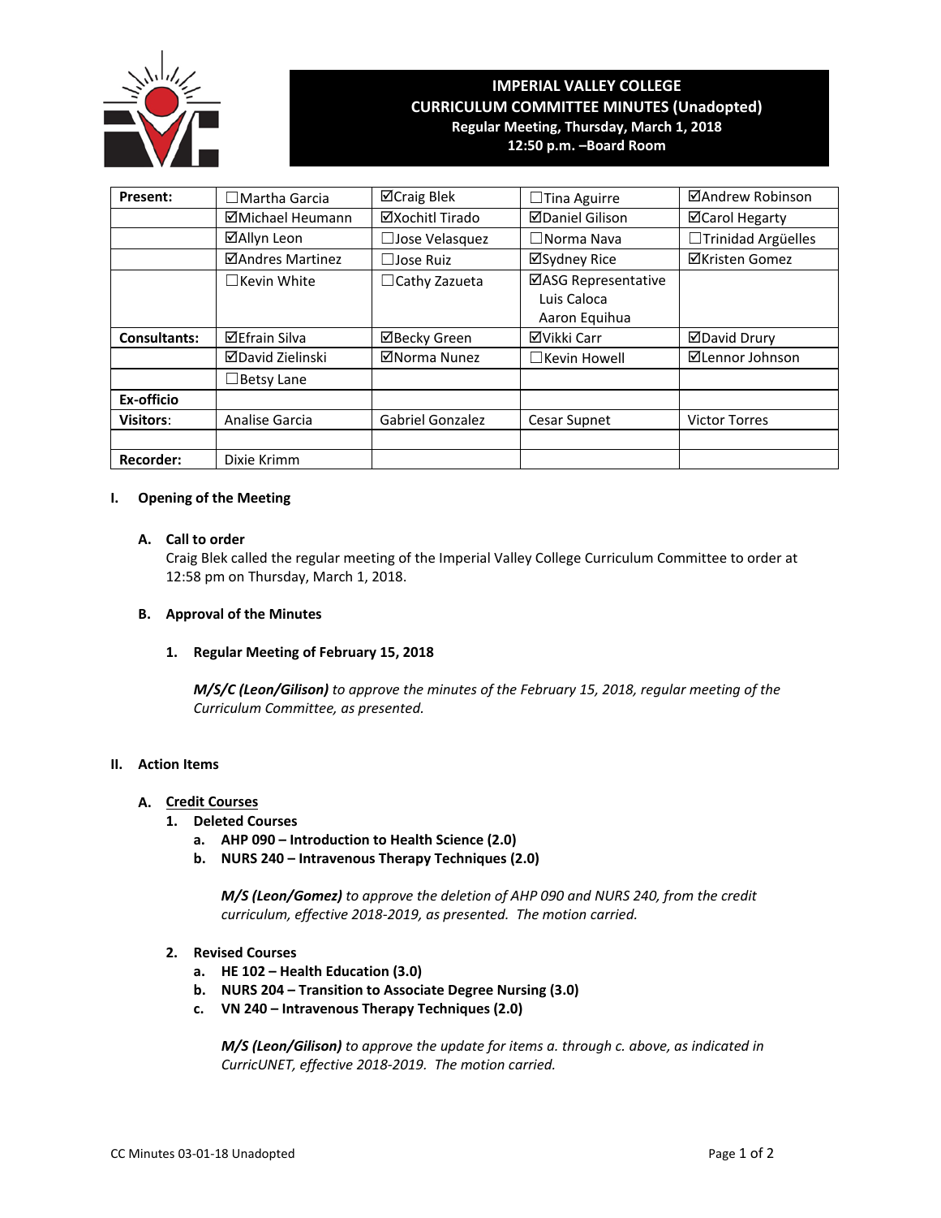# IMPERIAL VALLEY COLLEGE
## CURRICULUM COMMITTEE MINUTES (Unadopted)
### Regular Meeting, Thursday, March 1, 2018
### 12:50 p.m. –Board Room

| | | | | |
|---|---|---|---|---|
| **Present:** | ☐Martha Garcia | ☑Craig Blek | ☐Tina Aguirre | ☑Andrew Robinson |
| | ☑Michael Heumann | ☑Xochitl Tirado | ☑Daniel Gilison | ☑Carol Hegarty |
| | ☑Allyn Leon | ☐Jose Velasquez | ☐Norma Nava | ☐Trinidad Argüelles |
| | ☑Andres Martinez | ☐Jose Ruiz | ☑Sydney Rice | ☑Kristen Gomez |
| | ☐Kevin White | ☐Cathy Zazueta | ☑ASG Representative Luis Caloca Aaron Equihua | |
| **Consultants:** | ☑Efrain Silva | ☑Becky Green | ☑Vikki Carr | ☑David Drury |
| | ☑David Zielinski | ☑Norma Nunez | ☐Kevin Howell | ☑Lennor Johnson |
| | ☐Betsy Lane | | | |
| **Ex-officio** | | | | |
| **Visitors**: | Analise Garcia | Gabriel Gonzalez | Cesar Supnet | Victor Torres |
| | | | | |
| **Recorder:** | Dixie Krimm | | | |

## I. Opening of the Meeting

### A. Call to order

Craig Blek called the regular meeting of the Imperial Valley College Curriculum Committee to order at 12:58 pm on Thursday, March 1, 2018.

### B. Approval of the Minutes

#### 1. Regular Meeting of February 15, 2018

***M/S/C (Leon/Gilison)*** *to approve the minutes of the February 15, 2018, regular meeting of the Curriculum Committee, as presented.*

## II. Action Items

### A. Credit Courses

#### 1. Deleted Courses

- **a. AHP 090 – Introduction to Health Science (2.0)**
- **b. NURS 240 – Intravenous Therapy Techniques (2.0)**

***M/S (Leon/Gomez)*** *to approve the deletion of AHP 090 and NURS 240, from the credit curriculum, effective 2018-2019, as presented. The motion carried.*

#### 2. Revised Courses

- **a. HE 102 – Health Education (3.0)**
- **b. NURS 204 – Transition to Associate Degree Nursing (3.0)**
- **c. VN 240 – Intravenous Therapy Techniques (2.0)**

***M/S (Leon/Gilison)*** *to approve the update for items a. through c. above, as indicated in CurricUNET, effective 2018-2019. The motion carried.*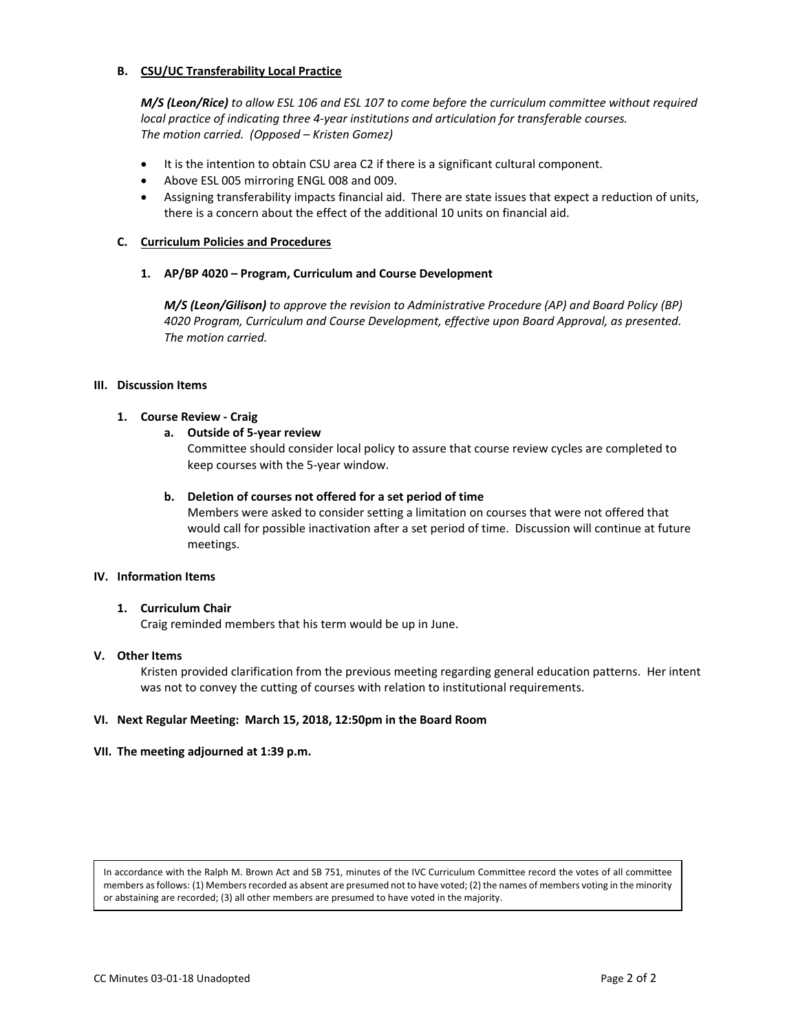### B. CSU/UC Transferability Local Practice

***M/S (Leon/Rice)** to allow ESL 106 and ESL 107 to come before the curriculum committee without required local practice of indicating three 4-year institutions and articulation for transferable courses. The motion carried. (Opposed – Kristen Gomez)*

- It is the intention to obtain CSU area C2 if there is a significant cultural component.
- Above ESL 005 mirroring ENGL 008 and 009.
- Assigning transferability impacts financial aid. There are state issues that expect a reduction of units, there is a concern about the effect of the additional 10 units on financial aid.

### C. Curriculum Policies and Procedures

#### 1. AP/BP 4020 – Program, Curriculum and Course Development

***M/S (Leon/Gilison)** to approve the revision to Administrative Procedure (AP) and Board Policy (BP) 4020 Program, Curriculum and Course Development, effective upon Board Approval, as presented. The motion carried.*

## III. Discussion Items

### 1. Course Review - Craig

**a. Outside of 5-year review**

Committee should consider local policy to assure that course review cycles are completed to keep courses with the 5-year window.

**b. Deletion of courses not offered for a set period of time**

Members were asked to consider setting a limitation on courses that were not offered that would call for possible inactivation after a set period of time. Discussion will continue at future meetings.

## IV. Information Items

### 1. Curriculum Chair

Craig reminded members that his term would be up in June.

## V. Other Items

Kristen provided clarification from the previous meeting regarding general education patterns. Her intent was not to convey the cutting of courses with relation to institutional requirements.

## VI. Next Regular Meeting: March 15, 2018, 12:50pm in the Board Room

## VII. The meeting adjourned at 1:39 p.m.

In accordance with the Ralph M. Brown Act and SB 751, minutes of the IVC Curriculum Committee record the votes of all committee members as follows: (1) Members recorded as absent are presumed not to have voted; (2) the names of members voting in the minority or abstaining are recorded; (3) all other members are presumed to have voted in the majority.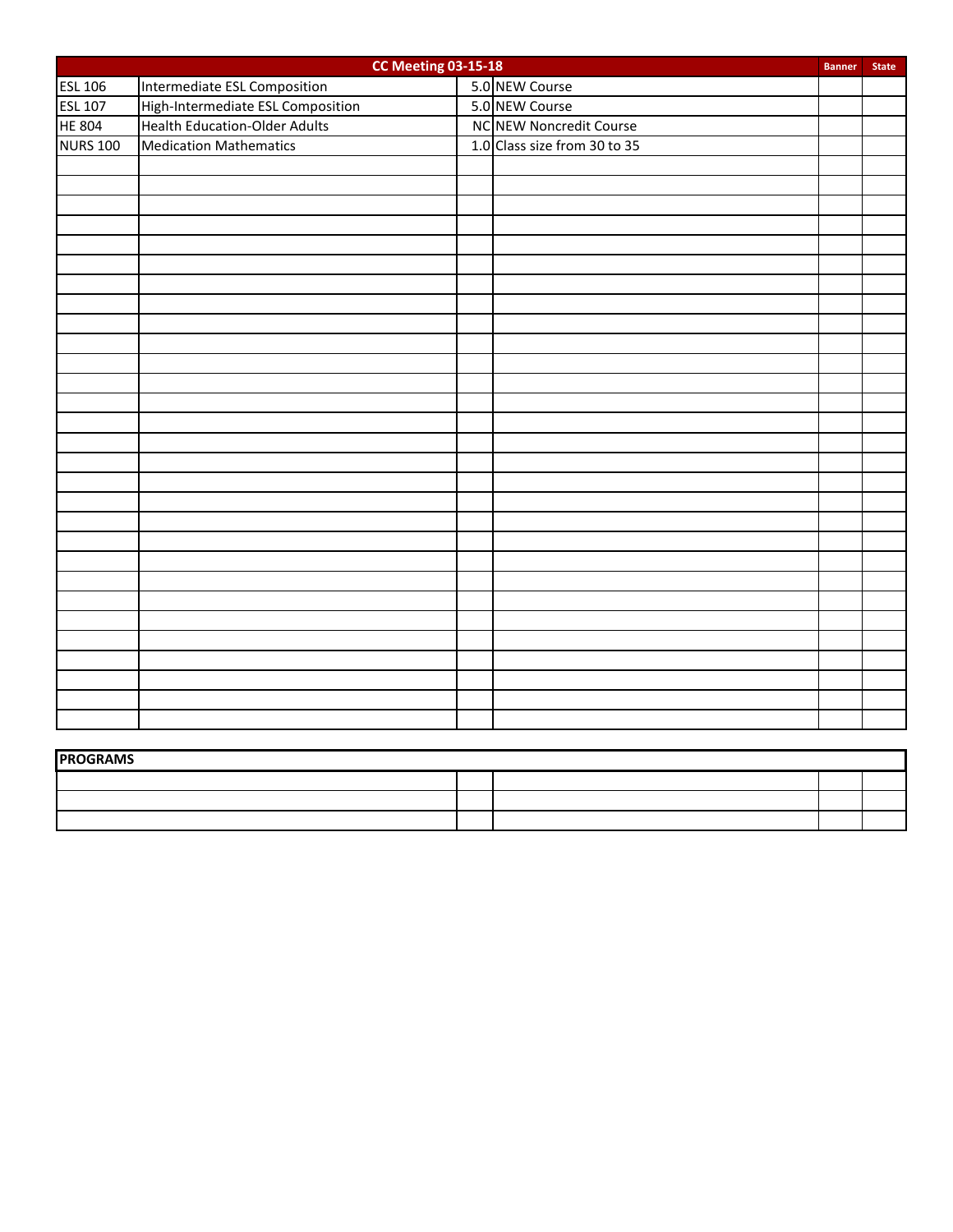| CC Meeting 03-15-18 | | | | Banner | State |
|---|---|---|---|---|---|
| ESL 106 | Intermediate ESL Composition | 5.0 | NEW Course | | |
| ESL 107 | High-Intermediate ESL Composition | 5.0 | NEW Course | | |
| HE 804 | Health Education-Older Adults | NC | NEW Noncredit Course | | |
| NURS 100 | Medication Mathematics | 1.0 | Class size from 30 to 35 | | |

| PROGRAMS | | | | |
|---|---|---|---|---|
| | | | | |
| | | | | |
| | | | | |